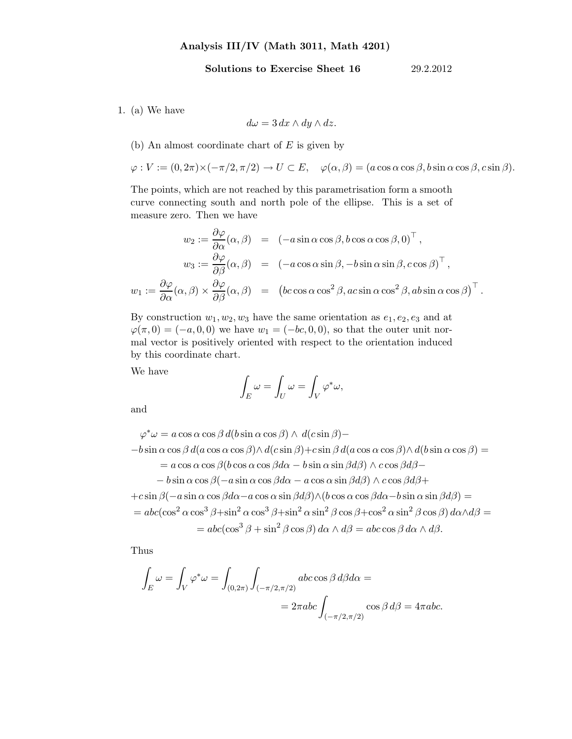**Analysis III/IV (Math 3011, Math 4201)**

**Solutions to Exercise Sheet 16** 29.2.2012

1. (a) We have

$$d\omega = 3\,dx \wedge dy \wedge dz.$$

(b) An almost coordinate chart of $E$ is given by

$$\varphi : V := (0, 2\pi) \times (-\pi/2, \pi/2) \to U \subset E, \quad \varphi(\alpha, \beta) = (a \cos\alpha \cos\beta, b \sin\alpha \cos\beta, c \sin\beta).$$

The points, which are not reached by this parametrisation form a smooth curve connecting south and north pole of the ellipse. This is a set of measure zero. Then we have

$$\begin{aligned}
w_2 := \frac{\partial \varphi}{\partial \alpha}(\alpha, \beta) &= (-a \sin\alpha \cos\beta, b \cos\alpha \cos\beta, 0)^\top, \\
w_3 := \frac{\partial \varphi}{\partial \beta}(\alpha, \beta) &= (-a \cos\alpha \sin\beta, -b \sin\alpha \sin\beta, c \cos\beta)^\top, \\
w_1 := \frac{\partial \varphi}{\partial \alpha}(\alpha, \beta) \times \frac{\partial \varphi}{\partial \beta}(\alpha, \beta) &= \left(bc \cos\alpha \cos^2\beta, ac \sin\alpha \cos^2\beta, ab \sin\alpha \cos\beta\right)^\top.
\end{aligned}$$

By construction $w_1, w_2, w_3$ have the same orientation as $e_1, e_2, e_3$ and at $\varphi(\pi, 0) = (-a, 0, 0)$ we have $w_1 = (-bc, 0, 0)$, so that the outer unit normal vector is positively oriented with respect to the orientation induced by this coordinate chart.

We have

$$\int_E \omega = \int_U \omega = \int_V \varphi^* \omega,$$

and

$$\begin{aligned}
\varphi^*\omega &= a \cos\alpha \cos\beta \, d(b \sin\alpha \cos\beta) \wedge d(c \sin\beta) - \\
&- b \sin\alpha \cos\beta \, d(a \cos\alpha \cos\beta) \wedge d(c \sin\beta) + c \sin\beta \, d(a \cos\alpha \cos\beta) \wedge d(b \sin\alpha \cos\beta) = \\
&= a \cos\alpha \cos\beta (b \cos\alpha \cos\beta d\alpha - b \sin\alpha \sin\beta d\beta) \wedge c \cos\beta d\beta - \\
&- b \sin\alpha \cos\beta (-a \sin\alpha \cos\beta d\alpha - a \cos\alpha \sin\beta d\beta) \wedge c \cos\beta d\beta + \\
&+ c \sin\beta (-a \sin\alpha \cos\beta d\alpha - a \cos\alpha \sin\beta d\beta) \wedge (b \cos\alpha \cos\beta d\alpha - b \sin\alpha \sin\beta d\beta) = \\
&= abc (\cos^2\alpha \cos^3\beta + \sin^2\alpha \cos^3\beta + \sin^2\alpha \sin^2\beta \cos\beta + \cos^2\alpha \sin^2\beta \cos\beta) \, d\alpha \wedge d\beta = \\
&= abc (\cos^3\beta + \sin^2\beta \cos\beta) \, d\alpha \wedge d\beta = abc \cos\beta \, d\alpha \wedge d\beta.
\end{aligned}$$

Thus

$$\begin{aligned}
\int_E \omega = \int_V \varphi^*\omega = \int_{(0,2\pi)} \int_{(-\pi/2, \pi/2)} abc \cos\beta \, d\beta d\alpha = \\
= 2\pi abc \int_{(-\pi/2, \pi/2)} \cos\beta \, d\beta = 4\pi abc.
\end{aligned}$$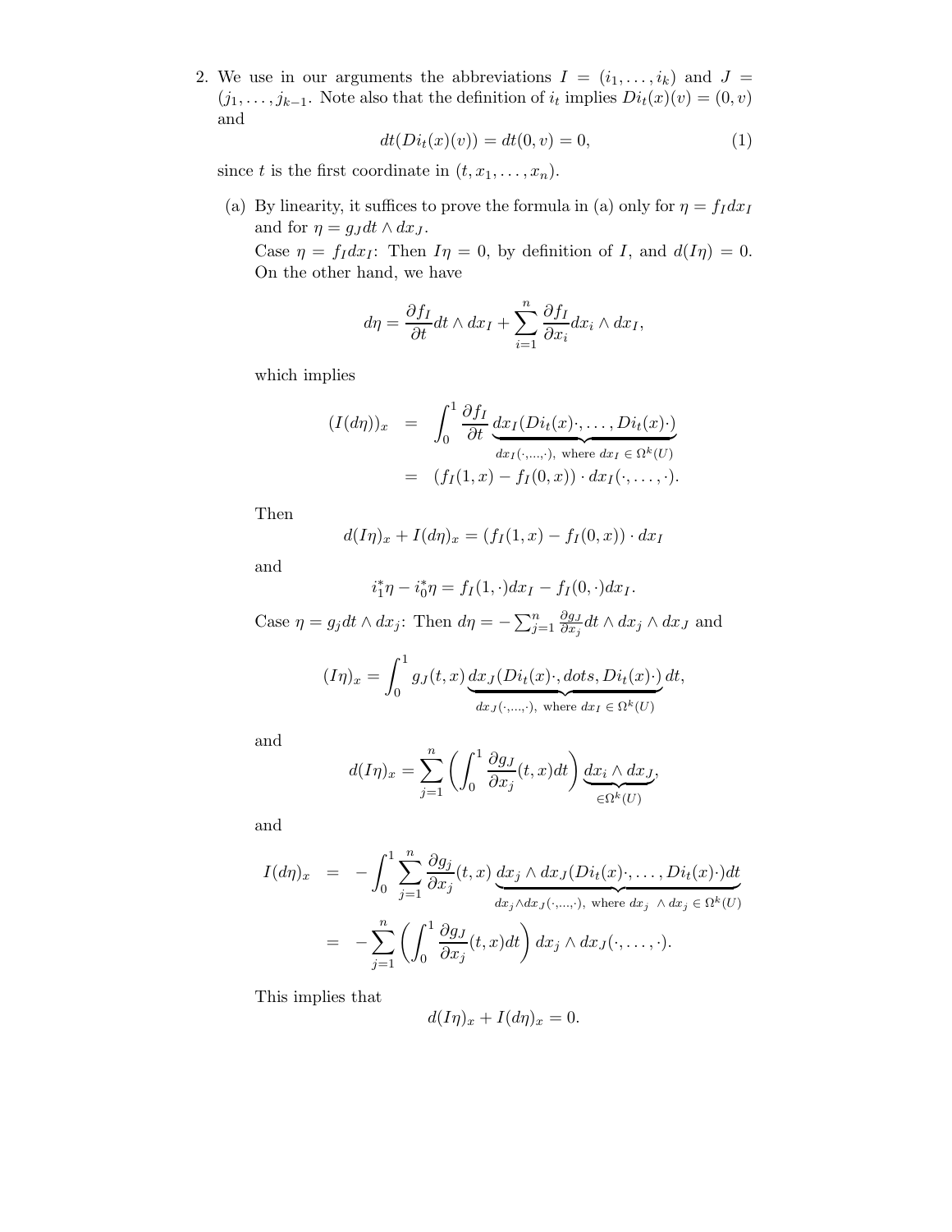2. We use in our arguments the abbreviations $I = (i_1, \ldots, i_k)$ and $J = (j_1, \ldots, j_{k-1}$. Note also that the definition of $i_t$ implies $Di_t(x)(v) = (0, v)$ and

$$dt(Di_t(x)(v)) = dt(0, v) = 0, \tag{1}$$

since $t$ is the first coordinate in $(t, x_1, \ldots, x_n)$.

(a) By linearity, it suffices to prove the formula in (a) only for $\eta = f_I dx_I$ and for $\eta = g_J dt \wedge dx_J$.

Case $\eta = f_I dx_I$: Then $I\eta = 0$, by definition of $I$, and $d(I\eta) = 0$. On the other hand, we have

$$d\eta = \frac{\partial f_I}{\partial t} dt \wedge dx_I + \sum_{i=1}^{n} \frac{\partial f_I}{\partial x_i} dx_i \wedge dx_I,$$

which implies

$$\begin{aligned} (I(d\eta))_x &= \int_0^1 \frac{\partial f_I}{\partial t} \underbrace{dx_I(Di_t(x)\cdot, \ldots, Di_t(x)\cdot)}_{dx_I(\cdot,\ldots,\cdot),\text{ where } dx_I \in \Omega^k(U)} \\ &= (f_I(1,x) - f_I(0,x)) \cdot dx_I(\cdot, \ldots, \cdot). \end{aligned}$$

Then

$$d(I\eta)_x + I(d\eta)_x = (f_I(1,x) - f_I(0,x)) \cdot dx_I$$

and

$$i_1^* \eta - i_0^* \eta = f_I(1, \cdot) dx_I - f_I(0, \cdot) dx_I.$$

Case $\eta = g_j dt \wedge dx_j$: Then $d\eta = -\sum_{j=1}^{n} \frac{\partial g_J}{\partial x_j} dt \wedge dx_j \wedge dx_J$ and

$$(I\eta)_x = \int_0^1 g_J(t,x) \underbrace{dx_J(Di_t(x)\cdot, dots, Di_t(x)\cdot)}_{dx_J(\cdot,\ldots,\cdot),\text{ where } dx_I \in \Omega^k(U)} dt,$$

and

$$d(I\eta)_x = \sum_{j=1}^{n} \left( \int_0^1 \frac{\partial g_J}{\partial x_j}(t,x) dt \right) \underbrace{dx_i \wedge dx_J}_{\in \Omega^k(U)},$$

and

$$\begin{aligned} I(d\eta)_x &= -\int_0^1 \sum_{j=1}^{n} \frac{\partial g_j}{\partial x_j}(t,x) \underbrace{dx_j \wedge dx_J(Di_t(x)\cdot, \ldots, Di_t(x)\cdot) dt}_{dx_j \wedge dx_J(\cdot,\ldots,\cdot),\text{ where } dx_j \ \wedge dx_j \in \Omega^k(U)} \\ &= -\sum_{j=1}^{n} \left( \int_0^1 \frac{\partial g_J}{\partial x_j}(t,x) dt \right) dx_j \wedge dx_J(\cdot, \ldots, \cdot). \end{aligned}$$

This implies that

$$d(I\eta)_x + I(d\eta)_x = 0.$$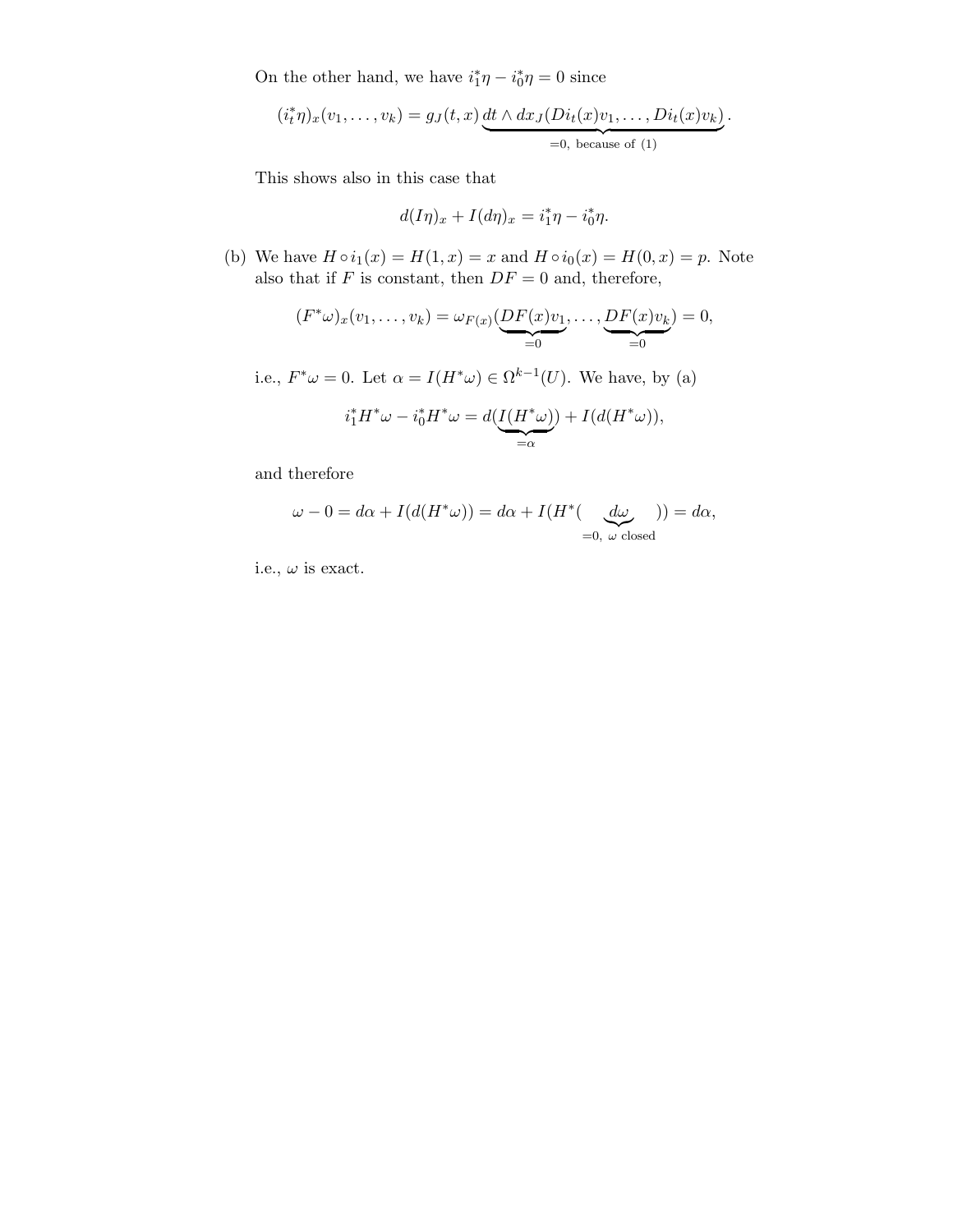On the other hand, we have $i_1^*\eta - i_0^*\eta = 0$ since

$$(i_t^*\eta)_x(v_1, \ldots, v_k) = g_J(t,x) \underbrace{dt \wedge dx_J(Di_t(x)v_1, \ldots, Di_t(x)v_k)}_{=0, \text{ because of (1)}}.$$

This shows also in this case that

$$d(I\eta)_x + I(d\eta)_x = i_1^*\eta - i_0^*\eta.$$

(b) We have $H \circ i_1(x) = H(1,x) = x$ and $H \circ i_0(x) = H(0,x) = p$. Note also that if $F$ is constant, then $DF = 0$ and, therefore,

$$(F^*\omega)_x(v_1, \ldots, v_k) = \omega_{F(x)}(\underbrace{DF(x)v_1}_{=0}, \ldots, \underbrace{DF(x)v_k}_{=0}) = 0,$$

i.e., $F^*\omega = 0$. Let $\alpha = I(H^*\omega) \in \Omega^{k-1}(U)$. We have, by (a)

$$i_1^*H^*\omega - i_0^*H^*\omega = d(\underbrace{I(H^*\omega)}_{=\alpha}) + I(d(H^*\omega)),$$

and therefore

$$\omega - 0 = d\alpha + I(d(H^*\omega)) = d\alpha + I(H^*(\underbrace{d\omega}_{=0, \ \omega \text{ closed}})) = d\alpha,$$

i.e., $\omega$ is exact.